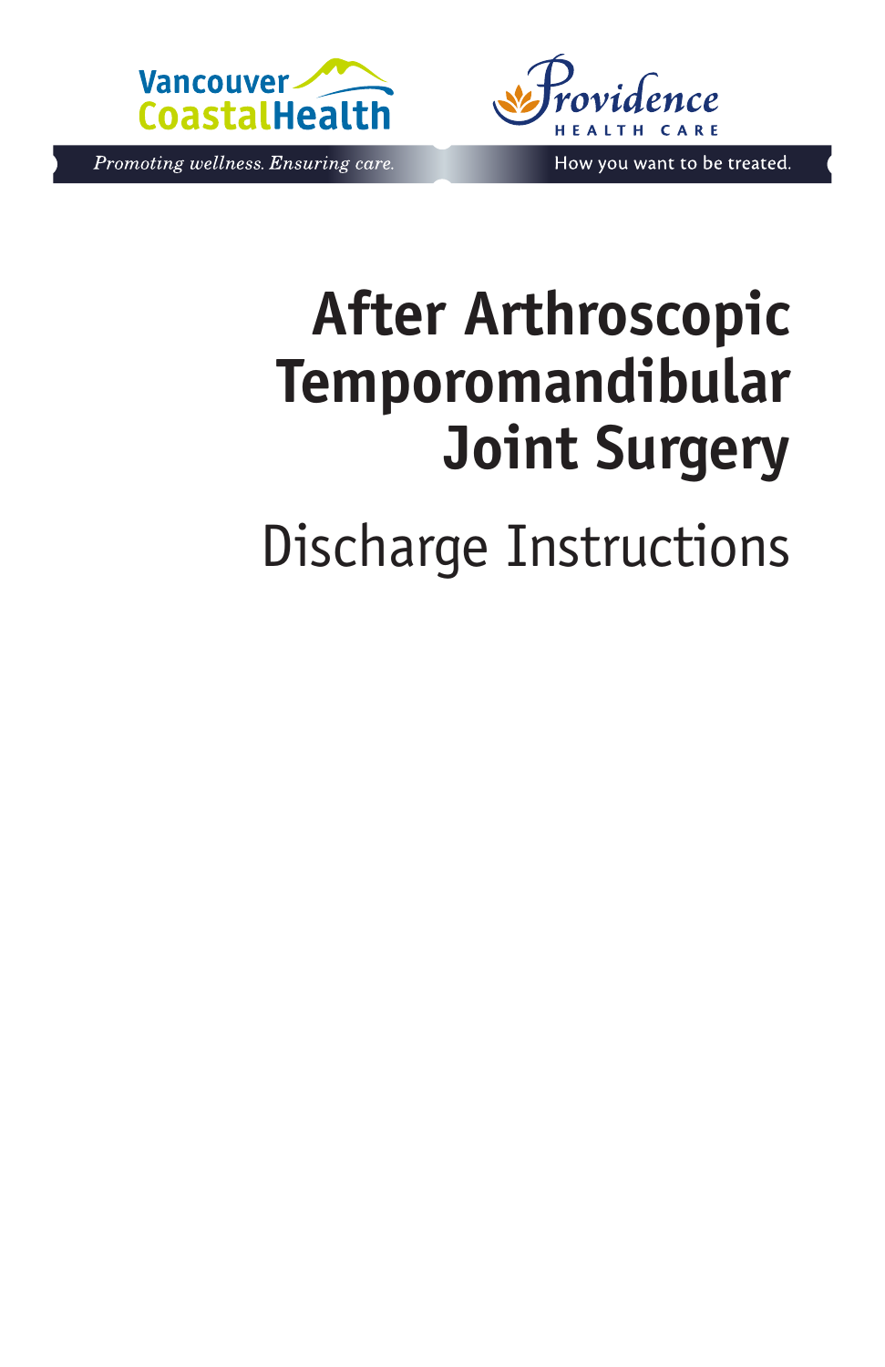Vancouver Coastal Health

*Promoting wellness. Ensuring care.*

Providence HEALTH CARE

How you want to be treated.

# After Arthroscopic Temporomandibular Joint Surgery

## Discharge Instructions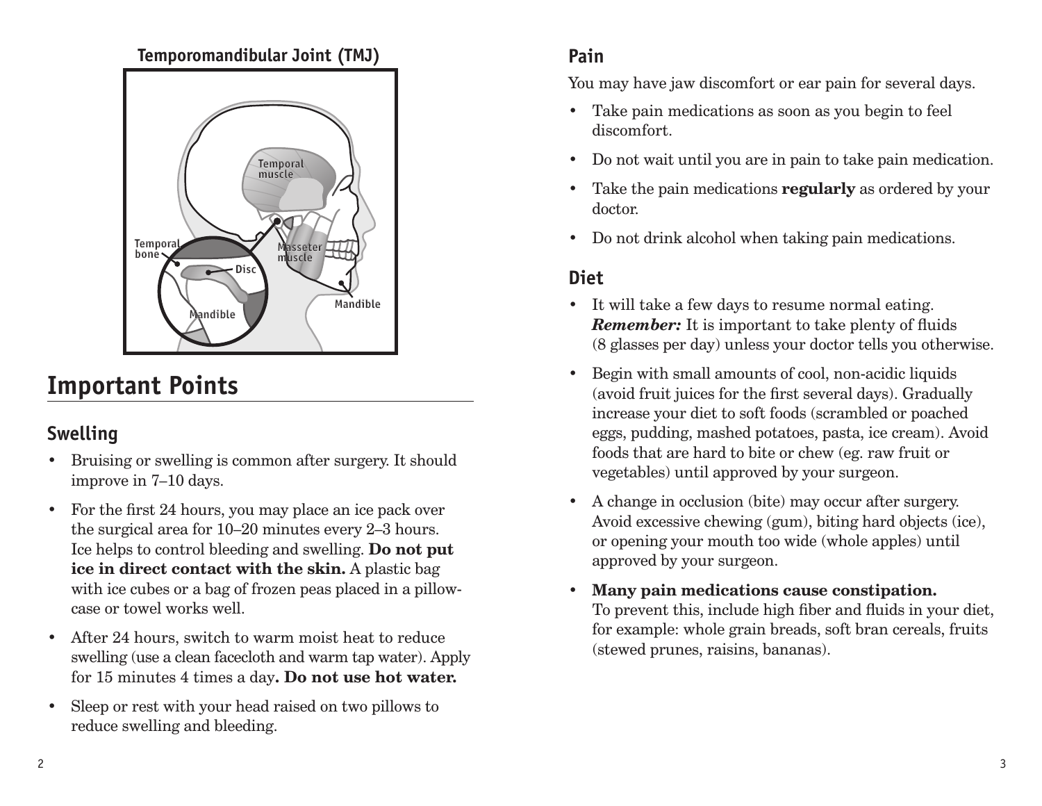**Temporomandibular Joint (TMJ)**

# Important Points

## Swelling

- Bruising or swelling is common after surgery. It should improve in 7–10 days.
- For the first 24 hours, you may place an ice pack over the surgical area for 10–20 minutes every 2–3 hours. Ice helps to control bleeding and swelling. **Do not put ice in direct contact with the skin.** A plastic bag with ice cubes or a bag of frozen peas placed in a pillow-case or towel works well.
- After 24 hours, switch to warm moist heat to reduce swelling (use a clean facecloth and warm tap water). Apply for 15 minutes 4 times a day**. Do not use hot water.**
- Sleep or rest with your head raised on two pillows to reduce swelling and bleeding.

## Pain

You may have jaw discomfort or ear pain for several days.

- Take pain medications as soon as you begin to feel discomfort.
- Do not wait until you are in pain to take pain medication.
- Take the pain medications **regularly** as ordered by your doctor.
- Do not drink alcohol when taking pain medications.

## Diet

- It will take a few days to resume normal eating. ***Remember:*** It is important to take plenty of fluids (8 glasses per day) unless your doctor tells you otherwise.
- Begin with small amounts of cool, non-acidic liquids (avoid fruit juices for the first several days). Gradually increase your diet to soft foods (scrambled or poached eggs, pudding, mashed potatoes, pasta, ice cream). Avoid foods that are hard to bite or chew (eg. raw fruit or vegetables) until approved by your surgeon.
- A change in occlusion (bite) may occur after surgery. Avoid excessive chewing (gum), biting hard objects (ice), or opening your mouth too wide (whole apples) until approved by your surgeon.
- **Many pain medications cause constipation.** To prevent this, include high fiber and fluids in your diet, for example: whole grain breads, soft bran cereals, fruits (stewed prunes, raisins, bananas).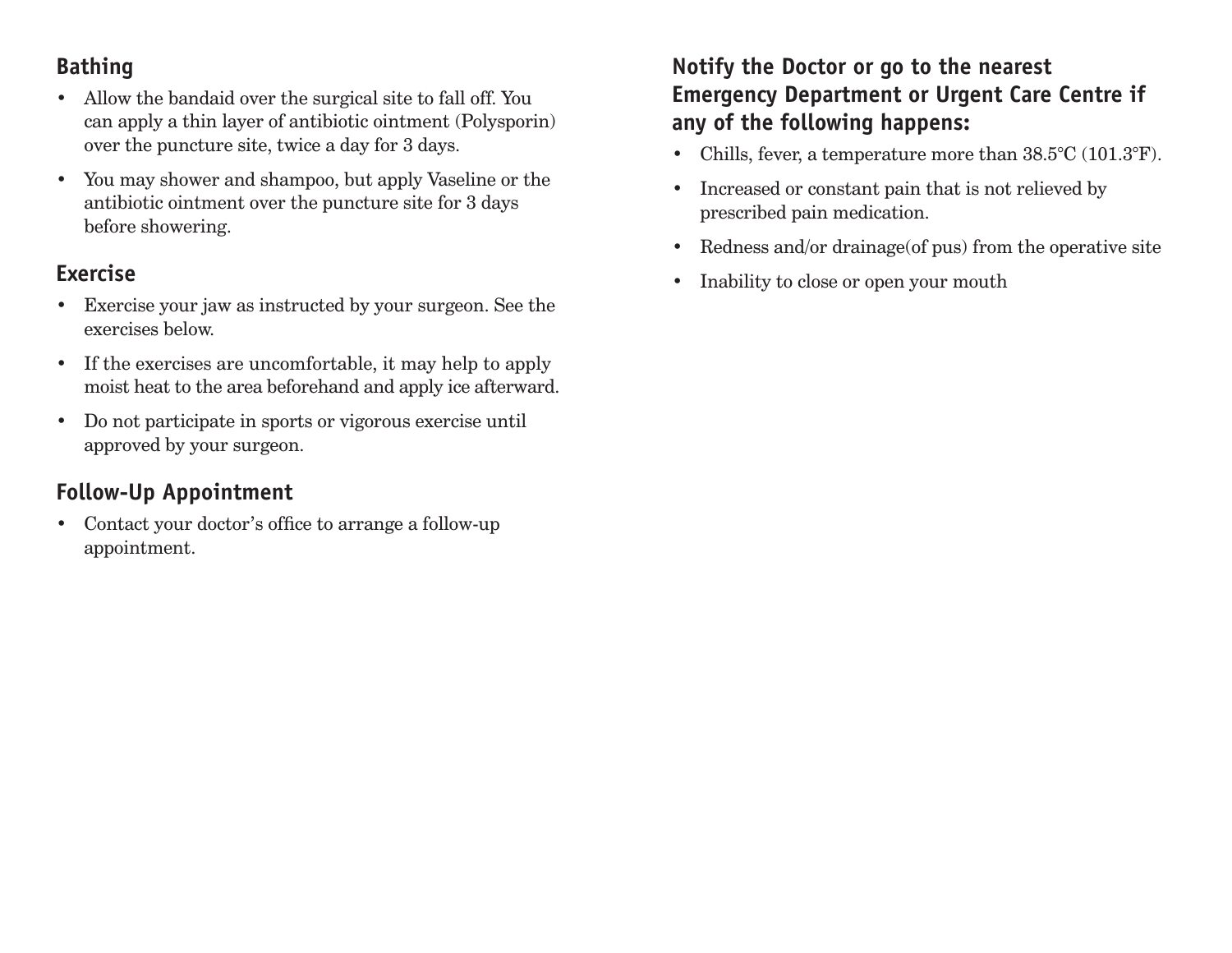## Bathing

- Allow the bandaid over the surgical site to fall off. You can apply a thin layer of antibiotic ointment (Polysporin) over the puncture site, twice a day for 3 days.
- You may shower and shampoo, but apply Vaseline or the antibiotic ointment over the puncture site for 3 days before showering.

## Exercise

- Exercise your jaw as instructed by your surgeon. See the exercises below.
- If the exercises are uncomfortable, it may help to apply moist heat to the area beforehand and apply ice afterward.
- Do not participate in sports or vigorous exercise until approved by your surgeon.

## Follow-Up Appointment

- Contact your doctor's office to arrange a follow-up appointment.

## Notify the Doctor or go to the nearest Emergency Department or Urgent Care Centre if any of the following happens:

- Chills, fever, a temperature more than 38.5°C (101.3°F).
- Increased or constant pain that is not relieved by prescribed pain medication.
- Redness and/or drainage(of pus) from the operative site
- Inability to close or open your mouth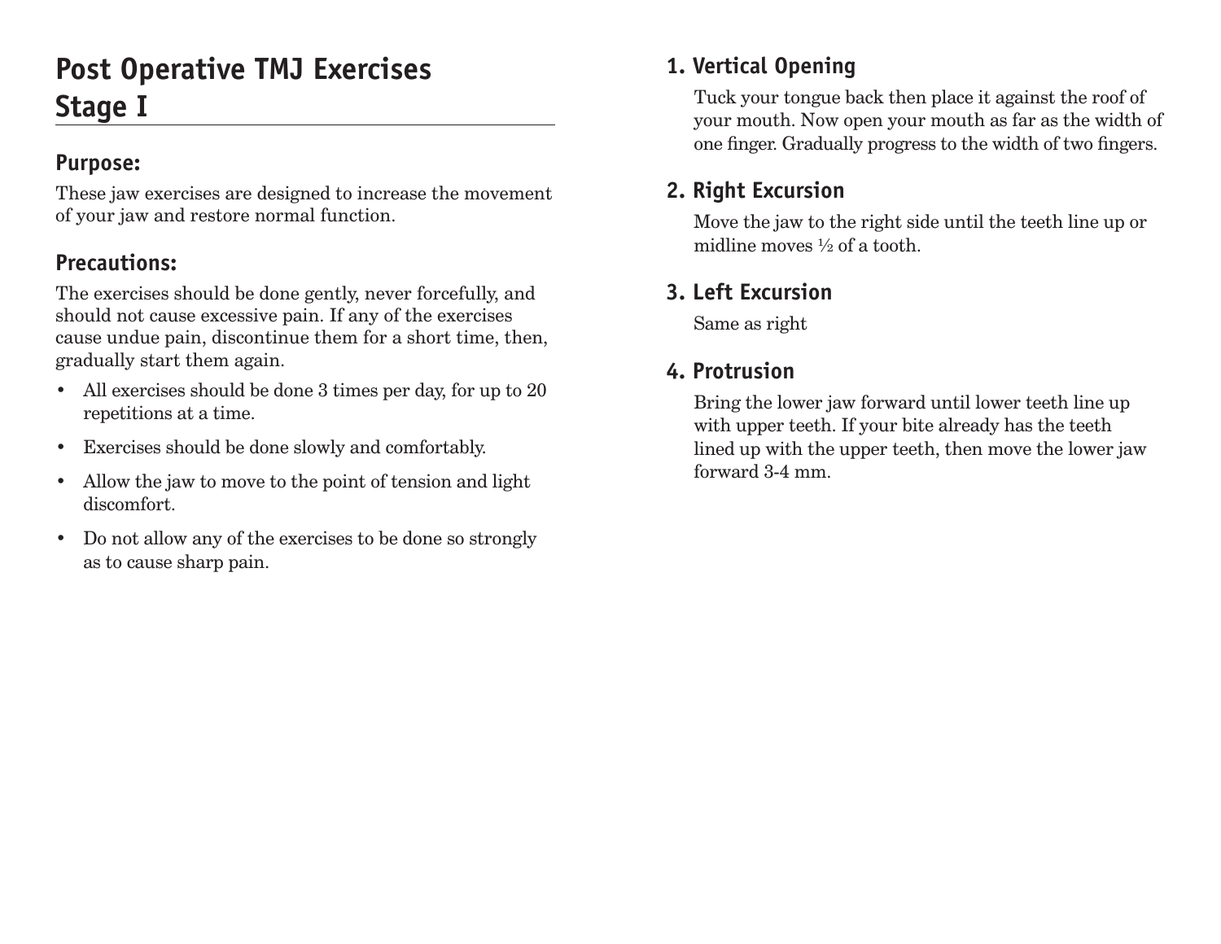# Post Operative TMJ Exercises Stage I

## Purpose:

These jaw exercises are designed to increase the movement of your jaw and restore normal function.

## Precautions:

The exercises should be done gently, never forcefully, and should not cause excessive pain. If any of the exercises cause undue pain, discontinue them for a short time, then, gradually start them again.

- All exercises should be done 3 times per day, for up to 20 repetitions at a time.
- Exercises should be done slowly and comfortably.
- Allow the jaw to move to the point of tension and light discomfort.
- Do not allow any of the exercises to be done so strongly as to cause sharp pain.

### 1. Vertical Opening

Tuck your tongue back then place it against the roof of your mouth. Now open your mouth as far as the width of one finger. Gradually progress to the width of two fingers.

### 2. Right Excursion

Move the jaw to the right side until the teeth line up or midline moves ½ of a tooth.

### 3. Left Excursion

Same as right

### 4. Protrusion

Bring the lower jaw forward until lower teeth line up with upper teeth. If your bite already has the teeth lined up with the upper teeth, then move the lower jaw forward 3-4 mm.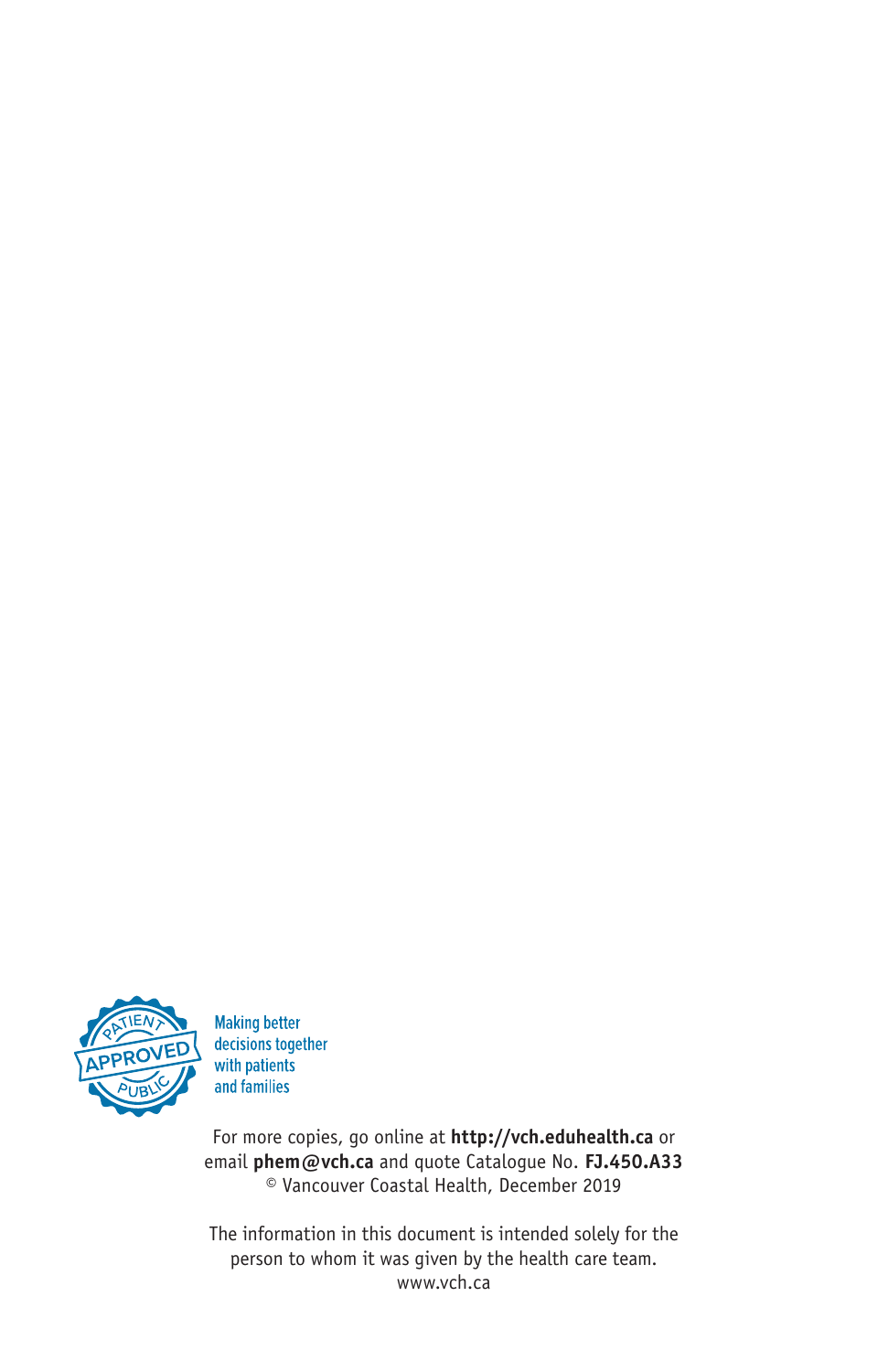Making better decisions together with patients and families

For more copies, go online at **http://vch.eduhealth.ca** or email **phem@vch.ca** and quote Catalogue No. **FJ.450.A33**
© Vancouver Coastal Health, December 2019

The information in this document is intended solely for the person to whom it was given by the health care team.
www.vch.ca